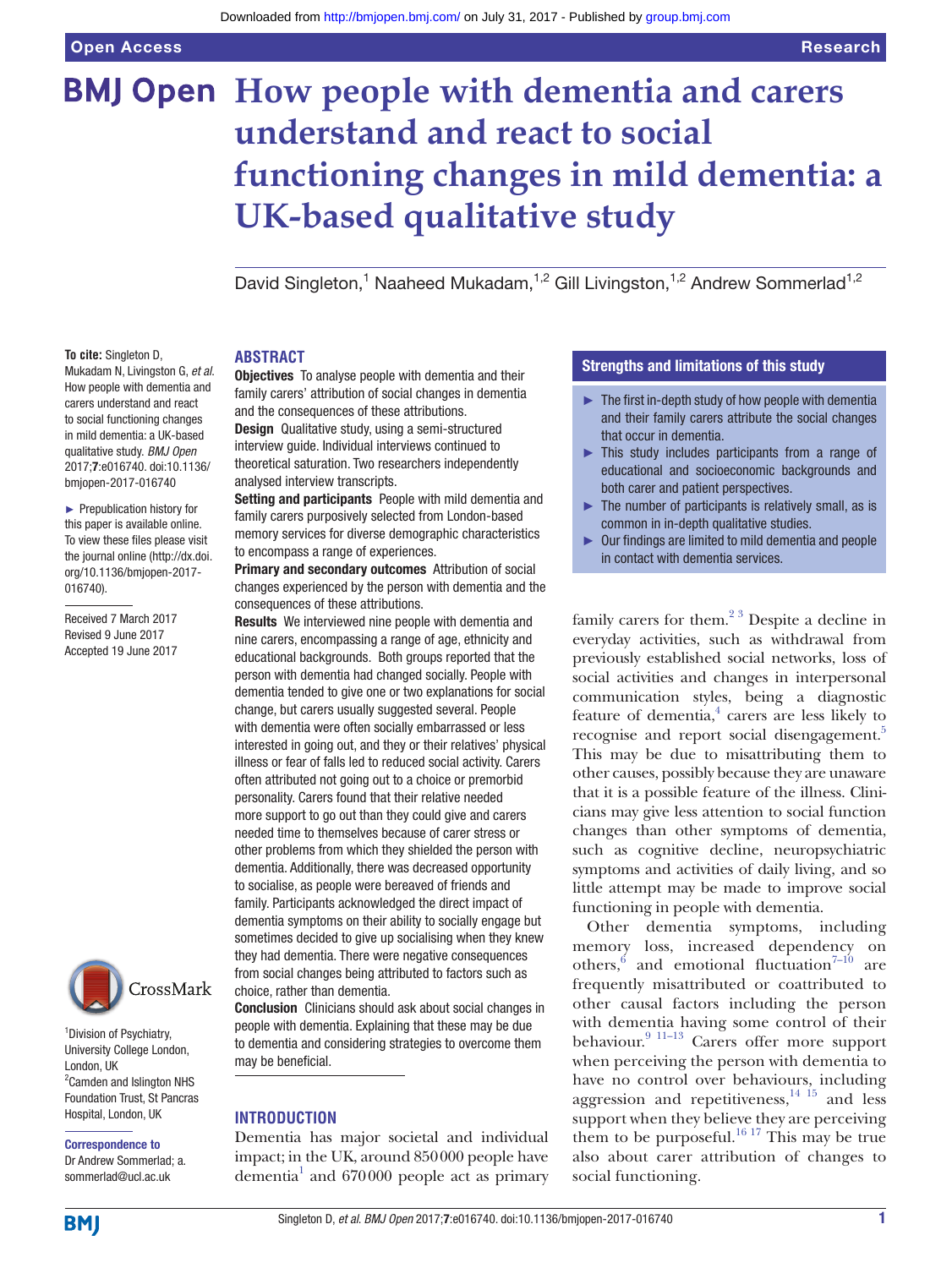# How people with dementia and carers understand and react to social functioning changes in mild dementia: a UK-based qualitative study

David Singleton,[1] Naaheed Mukadam,[1,2] Gill Livingston,[1,2] Andrew Sommerlad[1,2]

**To cite:** Singleton D, Mukadam N, Livingston G, *et al*. How people with dementia and carers understand and react to social functioning changes in mild dementia: a UK-based qualitative study. *BMJ Open* 2017;**7**:e016740. doi:10.1136/bmjopen-2017-016740

► Prepublication history for this paper is available online. To view these files please visit the journal online (http://dx.doi.org/10.1136/bmjopen-2017-016740).

Received 7 March 2017
Revised 9 June 2017
Accepted 19 June 2017

[1]Division of Psychiatry, University College London, London, UK
[2]Camden and Islington NHS Foundation Trust, St Pancras Hospital, London, UK

**Correspondence to**
Dr Andrew Sommerlad; a.sommerlad@ucl.ac.uk

## ABSTRACT

**Objectives** To analyse people with dementia and their family carers' attribution of social changes in dementia and the consequences of these attributions.

**Design** Qualitative study, using a semi-structured interview guide. Individual interviews continued to theoretical saturation. Two researchers independently analysed interview transcripts.

**Setting and participants** People with mild dementia and family carers purposively selected from London-based memory services for diverse demographic characteristics to encompass a range of experiences.

**Primary and secondary outcomes** Attribution of social changes experienced by the person with dementia and the consequences of these attributions.

**Results** We interviewed nine people with dementia and nine carers, encompassing a range of age, ethnicity and educational backgrounds. Both groups reported that the person with dementia had changed socially. People with dementia tended to give one or two explanations for social change, but carers usually suggested several. People with dementia were often socially embarrassed or less interested in going out, and they or their relatives' physical illness or fear of falls led to reduced social activity. Carers often attributed not going out to a choice or premorbid personality. Carers found that their relative needed more support to go out than they could give and carers needed time to themselves because of carer stress or other problems from which they shielded the person with dementia. Additionally, there was decreased opportunity to socialise, as people were bereaved of friends and family. Participants acknowledged the direct impact of dementia symptoms on their ability to socially engage but sometimes decided to give up socialising when they knew they had dementia. There were negative consequences from social changes being attributed to factors such as choice, rather than dementia.

**Conclusion** Clinicians should ask about social changes in people with dementia. Explaining that these may be due to dementia and considering strategies to overcome them may be beneficial.

### Strengths and limitations of this study

- ► The first in-depth study of how people with dementia and their family carers attribute the social changes that occur in dementia.
- ► This study includes participants from a range of educational and socioeconomic backgrounds and both carer and patient perspectives.
- ► The number of participants is relatively small, as is common in in-depth qualitative studies.
- ► Our findings are limited to mild dementia and people in contact with dementia services.

## INTRODUCTION

Dementia has major societal and individual impact; in the UK, around 850 000 people have dementia[1] and 670 000 people act as primary family carers for them.[2 3] Despite a decline in everyday activities, such as withdrawal from previously established social networks, loss of social activities and changes in interpersonal communication styles, being a diagnostic feature of dementia,[4] carers are less likely to recognise and report social disengagement.[5] This may be due to misattributing them to other causes, possibly because they are unaware that it is a possible feature of the illness. Clinicians may give less attention to social function changes than other symptoms of dementia, such as cognitive decline, neuropsychiatric symptoms and activities of daily living, and so little attempt may be made to improve social functioning in people with dementia.

Other dementia symptoms, including memory loss, increased dependency on others,[6] and emotional fluctuation[7–10] are frequently misattributed or coattributed to other causal factors including the person with dementia having some control of their behaviour.[9 11–13] Carers offer more support when perceiving the person with dementia to have no control over behaviours, including aggression and repetitiveness,[14 15] and less support when they believe they are perceiving them to be purposeful.[16 17] This may be true also about carer attribution of changes to social functioning.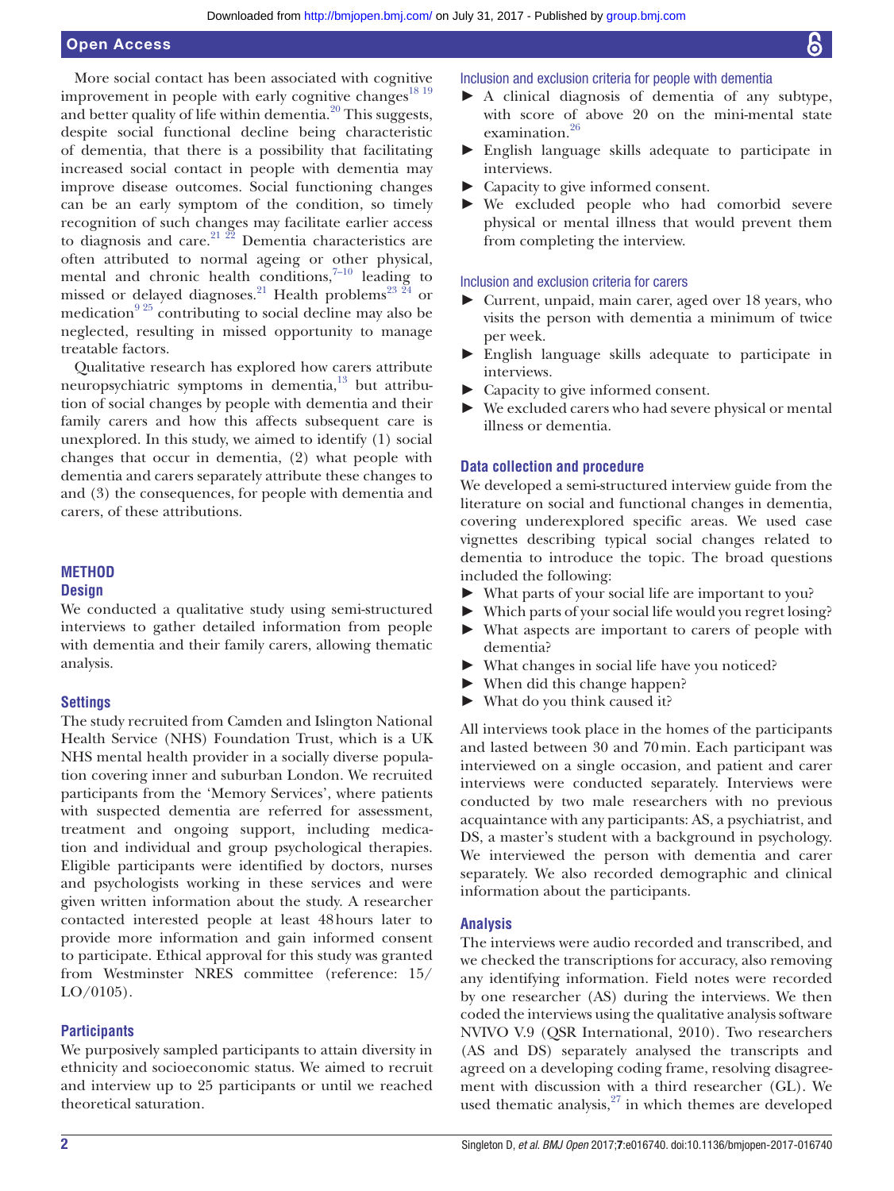More social contact has been associated with cognitive improvement in people with early cognitive changes[18 19] and better quality of life within dementia.[20] This suggests, despite social functional decline being characteristic of dementia, that there is a possibility that facilitating increased social contact in people with dementia may improve disease outcomes. Social functioning changes can be an early symptom of the condition, so timely recognition of such changes may facilitate earlier access to diagnosis and care.[21 22] Dementia characteristics are often attributed to normal ageing or other physical, mental and chronic health conditions,[7–10] leading to missed or delayed diagnoses.[21] Health problems[23 24] or medication[9 25] contributing to social decline may also be neglected, resulting in missed opportunity to manage treatable factors.

Qualitative research has explored how carers attribute neuropsychiatric symptoms in dementia,[13] but attribution of social changes by people with dementia and their family carers and how this affects subsequent care is unexplored. In this study, we aimed to identify (1) social changes that occur in dementia, (2) what people with dementia and carers separately attribute these changes to and (3) the consequences, for people with dementia and carers, of these attributions.

## METHOD

### Design

We conducted a qualitative study using semi-structured interviews to gather detailed information from people with dementia and their family carers, allowing thematic analysis.

### Settings

The study recruited from Camden and Islington National Health Service (NHS) Foundation Trust, which is a UK NHS mental health provider in a socially diverse population covering inner and suburban London. We recruited participants from the 'Memory Services', where patients with suspected dementia are referred for assessment, treatment and ongoing support, including medication and individual and group psychological therapies. Eligible participants were identified by doctors, nurses and psychologists working in these services and were given written information about the study. A researcher contacted interested people at least 48 hours later to provide more information and gain informed consent to participate. Ethical approval for this study was granted from Westminster NRES committee (reference: 15/LO/0105).

### Participants

We purposively sampled participants to attain diversity in ethnicity and socioeconomic status. We aimed to recruit and interview up to 25 participants or until we reached theoretical saturation.

#### Inclusion and exclusion criteria for people with dementia

- A clinical diagnosis of dementia of any subtype, with score of above 20 on the mini-mental state examination.[26]
- English language skills adequate to participate in interviews.
- Capacity to give informed consent.
- We excluded people who had comorbid severe physical or mental illness that would prevent them from completing the interview.

#### Inclusion and exclusion criteria for carers

- Current, unpaid, main carer, aged over 18 years, who visits the person with dementia a minimum of twice per week.
- English language skills adequate to participate in interviews.
- Capacity to give informed consent.
- We excluded carers who had severe physical or mental illness or dementia.

### Data collection and procedure

We developed a semi-structured interview guide from the literature on social and functional changes in dementia, covering underexplored specific areas. We used case vignettes describing typical social changes related to dementia to introduce the topic. The broad questions included the following:

- What parts of your social life are important to you?
- Which parts of your social life would you regret losing?
- What aspects are important to carers of people with dementia?
- What changes in social life have you noticed?
- When did this change happen?
- What do you think caused it?

All interviews took place in the homes of the participants and lasted between 30 and 70 min. Each participant was interviewed on a single occasion, and patient and carer interviews were conducted separately. Interviews were conducted by two male researchers with no previous acquaintance with any participants: AS, a psychiatrist, and DS, a master's student with a background in psychology. We interviewed the person with dementia and carer separately. We also recorded demographic and clinical information about the participants.

### Analysis

The interviews were audio recorded and transcribed, and we checked the transcriptions for accuracy, also removing any identifying information. Field notes were recorded by one researcher (AS) during the interviews. We then coded the interviews using the qualitative analysis software NVIVO V.9 (QSR International, 2010). Two researchers (AS and DS) separately analysed the transcripts and agreed on a developing coding frame, resolving disagreement with discussion with a third researcher (GL). We used thematic analysis,[27] in which themes are developed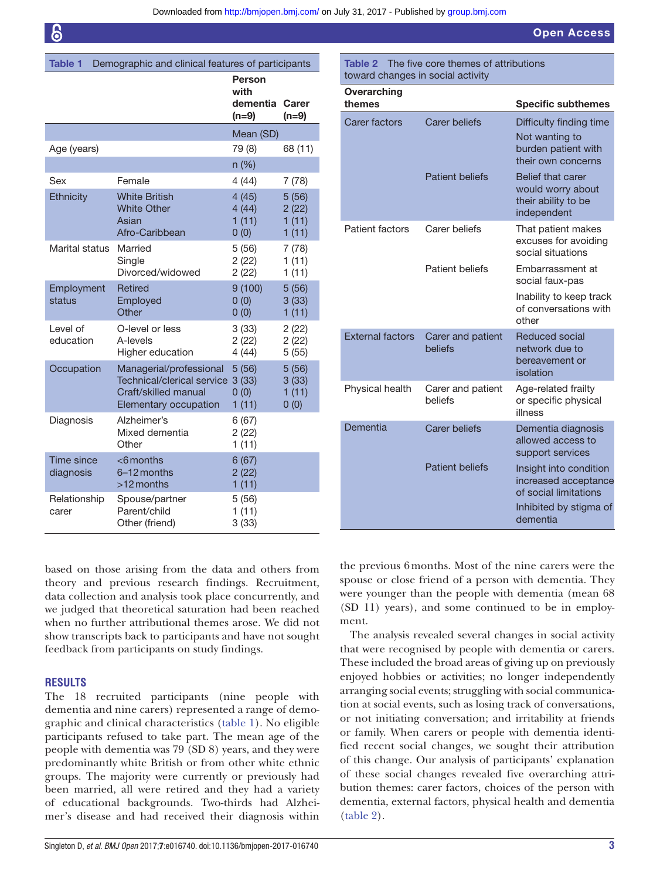Table 1 Demographic and clinical features of participants

| | | Person with dementia (n=9) | Carer (n=9) |
|---|---|---|---|
| | | Mean (SD) | |
| Age (years) | | 79 (8) | 68 (11) |
| | | n (%) | |
| Sex | Female | 4 (44) | 7 (78) |
| Ethnicity | White British | 4 (45) | 5 (56) |
| | White Other | 4 (44) | 2 (22) |
| | Asian | 1 (11) | 1 (11) |
| | Afro-Caribbean | 0 (0) | 1 (11) |
| Marital status | Married | 5 (56) | 7 (78) |
| | Single | 2 (22) | 1 (11) |
| | Divorced/widowed | 2 (22) | 1 (11) |
| Employment status | Retired | 9 (100) | 5 (56) |
| | Employed | 0 (0) | 3 (33) |
| | Other | 0 (0) | 1 (11) |
| Level of education | O-level or less | 3 (33) | 2 (22) |
| | A-levels | 2 (22) | 2 (22) |
| | Higher education | 4 (44) | 5 (55) |
| Occupation | Managerial/professional | 5 (56) | 5 (56) |
| | Technical/clerical service | 3 (33) | 3 (33) |
| | Craft/skilled manual | 0 (0) | 1 (11) |
| | Elementary occupation | 1 (11) | 0 (0) |
| Diagnosis | Alzheimer's | 6 (67) | |
| | Mixed dementia | 2 (22) | |
| | Other | 1 (11) | |
| Time since diagnosis | <6 months | 6 (67) | |
| | 6–12 months | 2 (22) | |
| | >12 months | 1 (11) | |
| Relationship carer | Spouse/partner | 5 (56) | |
| | Parent/child | 1 (11) | |
| | Other (friend) | 3 (33) | |

Table 2 The five core themes of attributions toward changes in social activity

| Overarching themes | | Specific subthemes |
|---|---|---|
| Carer factors | Carer beliefs | Difficulty finding time |
| | | Not wanting to burden patient with their own concerns |
| | Patient beliefs | Belief that carer would worry about their ability to be independent |
| Patient factors | Carer beliefs | That patient makes excuses for avoiding social situations |
| | Patient beliefs | Embarrassment at social faux-pas |
| | | Inability to keep track of conversations with other |
| External factors | Carer and patient beliefs | Reduced social network due to bereavement or isolation |
| Physical health | Carer and patient beliefs | Age-related frailty or specific physical illness |
| Dementia | Carer beliefs | Dementia diagnosis allowed access to support services |
| | Patient beliefs | Insight into condition increased acceptance of social limitations |
| | | Inhibited by stigma of dementia |

based on those arising from the data and others from theory and previous research findings. Recruitment, data collection and analysis took place concurrently, and we judged that theoretical saturation had been reached when no further attributional themes arose. We did not show transcripts back to participants and have not sought feedback from participants on study findings.

## RESULTS

The 18 recruited participants (nine people with dementia and nine carers) represented a range of demographic and clinical characteristics (table 1). No eligible participants refused to take part. The mean age of the people with dementia was 79 (SD 8) years, and they were predominantly white British or from other white ethnic groups. The majority were currently or previously had been married, all were retired and they had a variety of educational backgrounds. Two-thirds had Alzheimer's disease and had received their diagnosis within the previous 6 months. Most of the nine carers were the spouse or close friend of a person with dementia. They were younger than the people with dementia (mean 68 (SD 11) years), and some continued to be in employment.

The analysis revealed several changes in social activity that were recognised by people with dementia or carers. These included the broad areas of giving up on previously enjoyed hobbies or activities; no longer independently arranging social events; struggling with social communication at social events, such as losing track of conversations, or not initiating conversation; and irritability at friends or family. When carers or people with dementia identified recent social changes, we sought their attribution of this change. Our analysis of participants' explanation of these social changes revealed five overarching attribution themes: carer factors, choices of the person with dementia, external factors, physical health and dementia (table 2).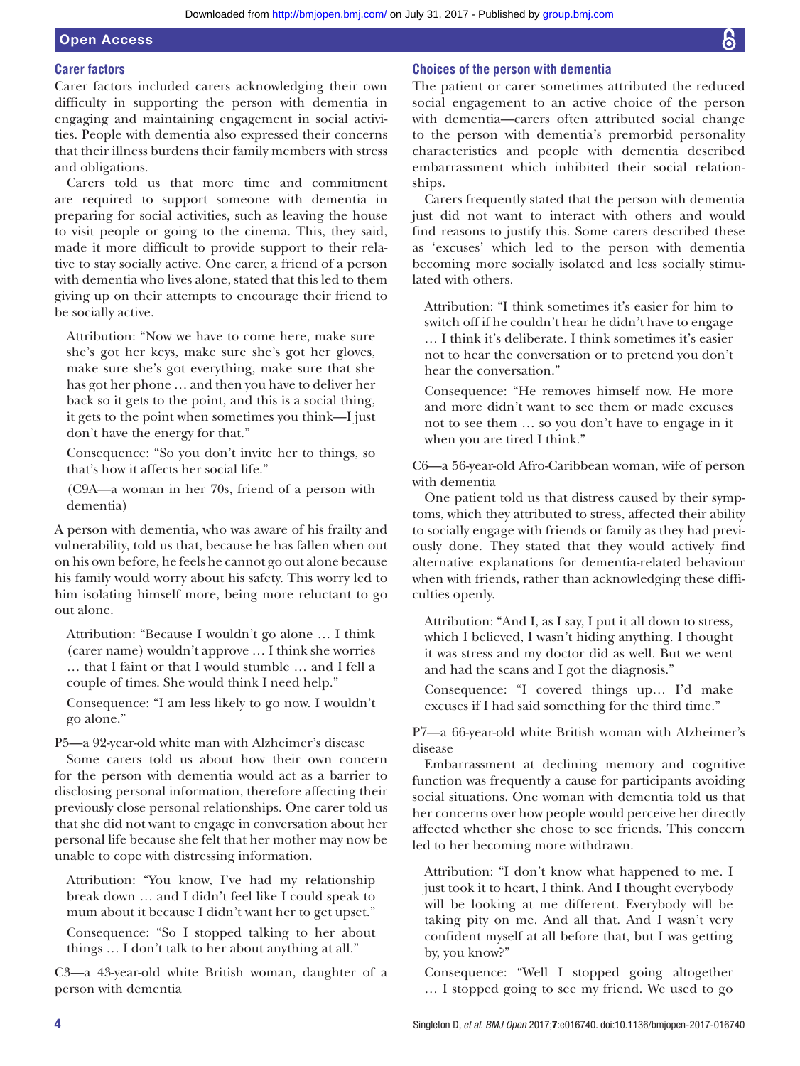### Carer factors

Carer factors included carers acknowledging their own difficulty in supporting the person with dementia in engaging and maintaining engagement in social activities. People with dementia also expressed their concerns that their illness burdens their family members with stress and obligations.

Carers told us that more time and commitment are required to support someone with dementia in preparing for social activities, such as leaving the house to visit people or going to the cinema. This, they said, made it more difficult to provide support to their relative to stay socially active. One carer, a friend of a person with dementia who lives alone, stated that this led to them giving up on their attempts to encourage their friend to be socially active.

> Attribution: "Now we have to come here, make sure she's got her keys, make sure she's got her gloves, make sure she's got everything, make sure that she has got her phone … and then you have to deliver her back so it gets to the point, and this is a social thing, it gets to the point when sometimes you think—I just don't have the energy for that."
>
> Consequence: "So you don't invite her to things, so that's how it affects her social life."
>
> (C9A—a woman in her 70s, friend of a person with dementia)

A person with dementia, who was aware of his frailty and vulnerability, told us that, because he has fallen when out on his own before, he feels he cannot go out alone because his family would worry about his safety. This worry led to him isolating himself more, being more reluctant to go out alone.

> Attribution: "Because I wouldn't go alone … I think (carer name) wouldn't approve … I think she worries … that I faint or that I would stumble … and I fell a couple of times. She would think I need help."
>
> Consequence: "I am less likely to go now. I wouldn't go alone."

P5—a 92-year-old white man with Alzheimer's disease

Some carers told us about how their own concern for the person with dementia would act as a barrier to disclosing personal information, therefore affecting their previously close personal relationships. One carer told us that she did not want to engage in conversation about her personal life because she felt that her mother may now be unable to cope with distressing information.

> Attribution: "You know, I've had my relationship break down … and I didn't feel like I could speak to mum about it because I didn't want her to get upset."
>
> Consequence: "So I stopped talking to her about things … I don't talk to her about anything at all."

C3—a 43-year-old white British woman, daughter of a person with dementia

### Choices of the person with dementia

The patient or carer sometimes attributed the reduced social engagement to an active choice of the person with dementia—carers often attributed social change to the person with dementia's premorbid personality characteristics and people with dementia described embarrassment which inhibited their social relationships.

Carers frequently stated that the person with dementia just did not want to interact with others and would find reasons to justify this. Some carers described these as 'excuses' which led to the person with dementia becoming more socially isolated and less socially stimulated with others.

> Attribution: "I think sometimes it's easier for him to switch off if he couldn't hear he didn't have to engage … I think it's deliberate. I think sometimes it's easier not to hear the conversation or to pretend you don't hear the conversation."
>
> Consequence: "He removes himself now. He more and more didn't want to see them or made excuses not to see them … so you don't have to engage in it when you are tired I think."

C6—a 56-year-old Afro-Caribbean woman, wife of person with dementia

One patient told us that distress caused by their symptoms, which they attributed to stress, affected their ability to socially engage with friends or family as they had previously done. They stated that they would actively find alternative explanations for dementia-related behaviour when with friends, rather than acknowledging these difficulties openly.

> Attribution: "And I, as I say, I put it all down to stress, which I believed, I wasn't hiding anything. I thought it was stress and my doctor did as well. But we went and had the scans and I got the diagnosis."
>
> Consequence: "I covered things up… I'd make excuses if I had said something for the third time."

P7—a 66-year-old white British woman with Alzheimer's disease

Embarrassment at declining memory and cognitive function was frequently a cause for participants avoiding social situations. One woman with dementia told us that her concerns over how people would perceive her directly affected whether she chose to see friends. This concern led to her becoming more withdrawn.

> Attribution: "I don't know what happened to me. I just took it to heart, I think. And I thought everybody will be looking at me different. Everybody will be taking pity on me. And all that. And I wasn't very confident myself at all before that, but I was getting by, you know?"
>
> Consequence: "Well I stopped going altogether … I stopped going to see my friend. We used to go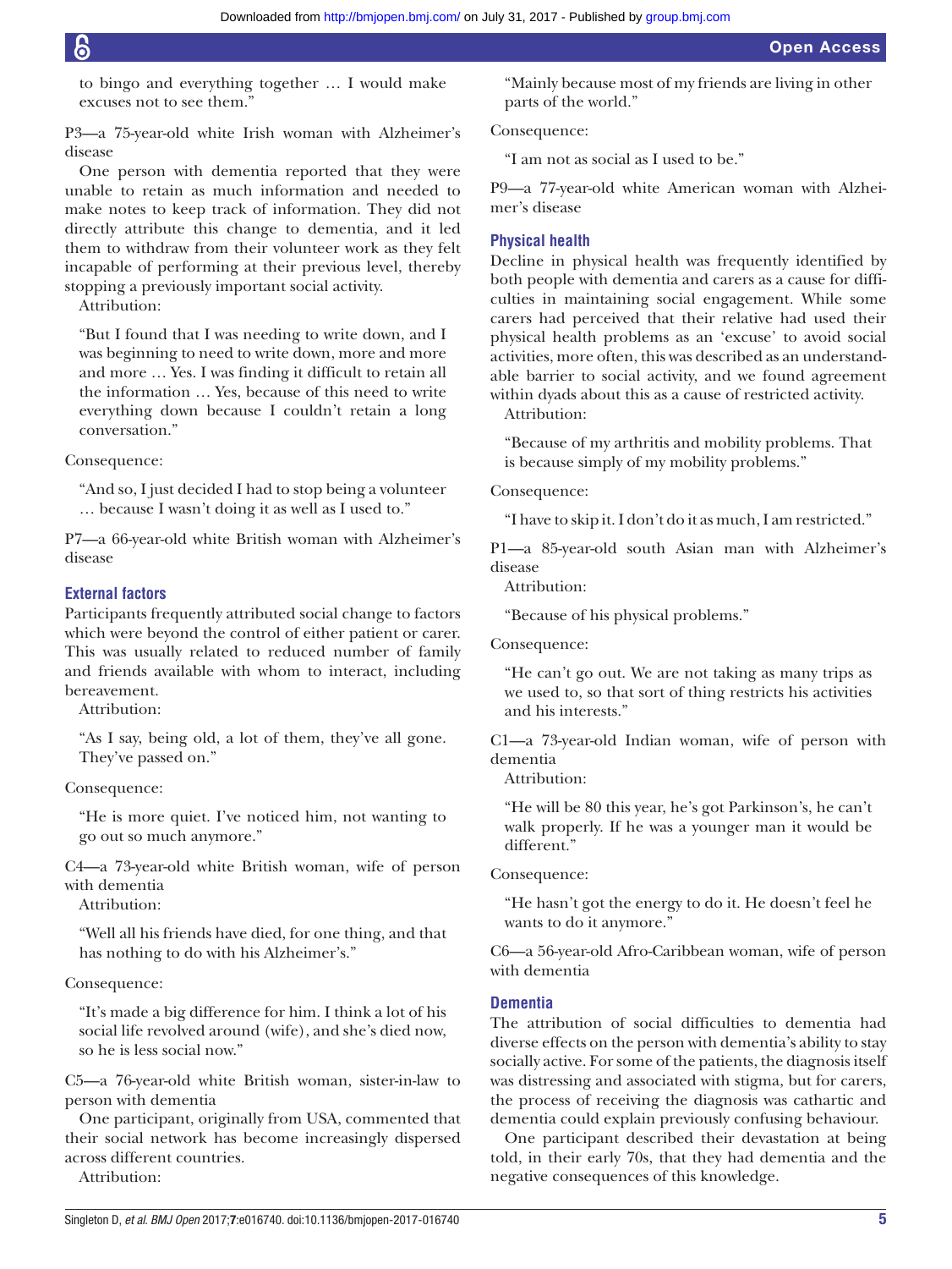to bingo and everything together … I would make excuses not to see them."

P3—a 75-year-old white Irish woman with Alzheimer's disease

One person with dementia reported that they were unable to retain as much information and needed to make notes to keep track of information. They did not directly attribute this change to dementia, and it led them to withdraw from their volunteer work as they felt incapable of performing at their previous level, thereby stopping a previously important social activity.

Attribution:

> "But I found that I was needing to write down, and I was beginning to need to write down, more and more and more … Yes. I was finding it difficult to retain all the information … Yes, because of this need to write everything down because I couldn't retain a long conversation."

Consequence:

> "And so, I just decided I had to stop being a volunteer … because I wasn't doing it as well as I used to."

P7—a 66-year-old white British woman with Alzheimer's disease

### External factors

Participants frequently attributed social change to factors which were beyond the control of either patient or carer. This was usually related to reduced number of family and friends available with whom to interact, including bereavement.

Attribution:

> "As I say, being old, a lot of them, they've all gone. They've passed on."

Consequence:

> "He is more quiet. I've noticed him, not wanting to go out so much anymore."

C4—a 73-year-old white British woman, wife of person with dementia

Attribution:

> "Well all his friends have died, for one thing, and that has nothing to do with his Alzheimer's."

Consequence:

> "It's made a big difference for him. I think a lot of his social life revolved around (wife), and she's died now, so he is less social now."

C5—a 76-year-old white British woman, sister-in-law to person with dementia

One participant, originally from USA, commented that their social network has become increasingly dispersed across different countries.

Attribution:

> "Mainly because most of my friends are living in other parts of the world."

Consequence:

> "I am not as social as I used to be."

P9—a 77-year-old white American woman with Alzheimer's disease

### Physical health

Decline in physical health was frequently identified by both people with dementia and carers as a cause for difficulties in maintaining social engagement. While some carers had perceived that their relative had used their physical health problems as an 'excuse' to avoid social activities, more often, this was described as an understandable barrier to social activity, and we found agreement within dyads about this as a cause of restricted activity.

Attribution:

> "Because of my arthritis and mobility problems. That is because simply of my mobility problems."

Consequence:

> "I have to skip it. I don't do it as much, I am restricted."

P1—a 85-year-old south Asian man with Alzheimer's disease

Attribution:

> "Because of his physical problems."

Consequence:

> "He can't go out. We are not taking as many trips as we used to, so that sort of thing restricts his activities and his interests."

C1—a 73-year-old Indian woman, wife of person with dementia

Attribution:

> "He will be 80 this year, he's got Parkinson's, he can't walk properly. If he was a younger man it would be different."

Consequence:

> "He hasn't got the energy to do it. He doesn't feel he wants to do it anymore."

C6—a 56-year-old Afro-Caribbean woman, wife of person with dementia

### Dementia

The attribution of social difficulties to dementia had diverse effects on the person with dementia's ability to stay socially active. For some of the patients, the diagnosis itself was distressing and associated with stigma, but for carers, the process of receiving the diagnosis was cathartic and dementia could explain previously confusing behaviour.

One participant described their devastation at being told, in their early 70s, that they had dementia and the negative consequences of this knowledge.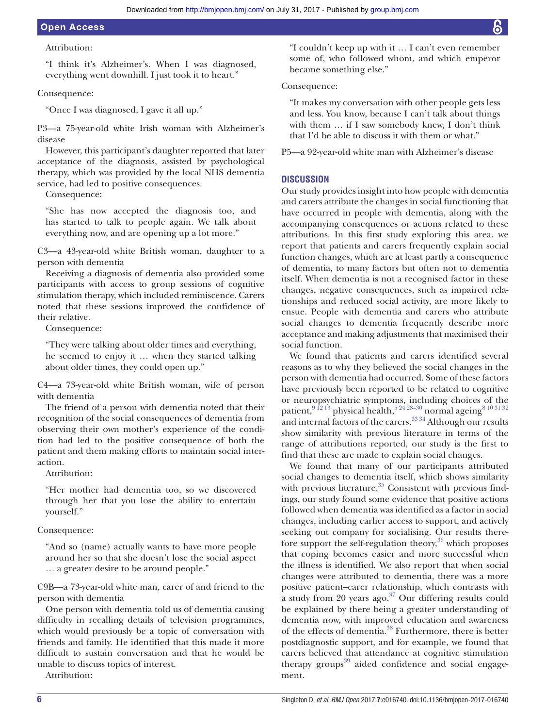Attribution:

> "I think it's Alzheimer's. When I was diagnosed, everything went downhill. I just took it to heart."

Consequence:

> "Once I was diagnosed, I gave it all up."

P3—a 75-year-old white Irish woman with Alzheimer's disease

However, this participant's daughter reported that later acceptance of the diagnosis, assisted by psychological therapy, which was provided by the local NHS dementia service, had led to positive consequences.

Consequence:

> "She has now accepted the diagnosis too, and has started to talk to people again. We talk about everything now, and are opening up a lot more."

C3—a 43-year-old white British woman, daughter to a person with dementia

Receiving a diagnosis of dementia also provided some participants with access to group sessions of cognitive stimulation therapy, which included reminiscence. Carers noted that these sessions improved the confidence of their relative.

Consequence:

> "They were talking about older times and everything, he seemed to enjoy it … when they started talking about older times, they could open up."

C4—a 73-year-old white British woman, wife of person with dementia

The friend of a person with dementia noted that their recognition of the social consequences of dementia from observing their own mother's experience of the condition had led to the positive consequence of both the patient and them making efforts to maintain social interaction.

Attribution:

> "Her mother had dementia too, so we discovered through her that you lose the ability to entertain yourself."

Consequence:

> "And so (name) actually wants to have more people around her so that she doesn't lose the social aspect … a greater desire to be around people."

C9B—a 73-year-old white man, carer of and friend to the person with dementia

One person with dementia told us of dementia causing difficulty in recalling details of television programmes, which would previously be a topic of conversation with friends and family. He identified that this made it more difficult to sustain conversation and that he would be unable to discuss topics of interest.

Attribution:

> "I couldn't keep up with it … I can't even remember some of, who followed whom, and which emperor became something else."

Consequence:

> "It makes my conversation with other people gets less and less. You know, because I can't talk about things with them … if I saw somebody knew, I don't think that I'd be able to discuss it with them or what."

P5—a 92-year-old white man with Alzheimer's disease

## DISCUSSION

Our study provides insight into how people with dementia and carers attribute the changes in social functioning that have occurred in people with dementia, along with the accompanying consequences or actions related to these attributions. In this first study exploring this area, we report that patients and carers frequently explain social function changes, which are at least partly a consequence of dementia, to many factors but often not to dementia itself. When dementia is not a recognised factor in these changes, negative consequences, such as impaired relationships and reduced social activity, are more likely to ensue. People with dementia and carers who attribute social changes to dementia frequently describe more acceptance and making adjustments that maximised their social function.

We found that patients and carers identified several reasons as to why they believed the social changes in the person with dementia had occurred. Some of these factors have previously been reported to be related to cognitive or neuropsychiatric symptoms, including choices of the patient,[9 12 13] physical health,[5 24 28–30] normal ageing[8 10 31 32] and internal factors of the carers.[33 34] Although our results show similarity with previous literature in terms of the range of attributions reported, our study is the first to find that these are made to explain social changes.

We found that many of our participants attributed social changes to dementia itself, which shows similarity with previous literature.[35] Consistent with previous findings, our study found some evidence that positive actions followed when dementia was identified as a factor in social changes, including earlier access to support, and actively seeking out company for socialising. Our results therefore support the self-regulation theory,[36] which proposes that coping becomes easier and more successful when the illness is identified. We also report that when social changes were attributed to dementia, there was a more positive patient–carer relationship, which contrasts with a study from 20 years ago.[37] Our differing results could be explained by there being a greater understanding of dementia now, with improved education and awareness of the effects of dementia.[38] Furthermore, there is better postdiagnostic support, and for example, we found that carers believed that attendance at cognitive stimulation therapy groups[39] aided confidence and social engagement.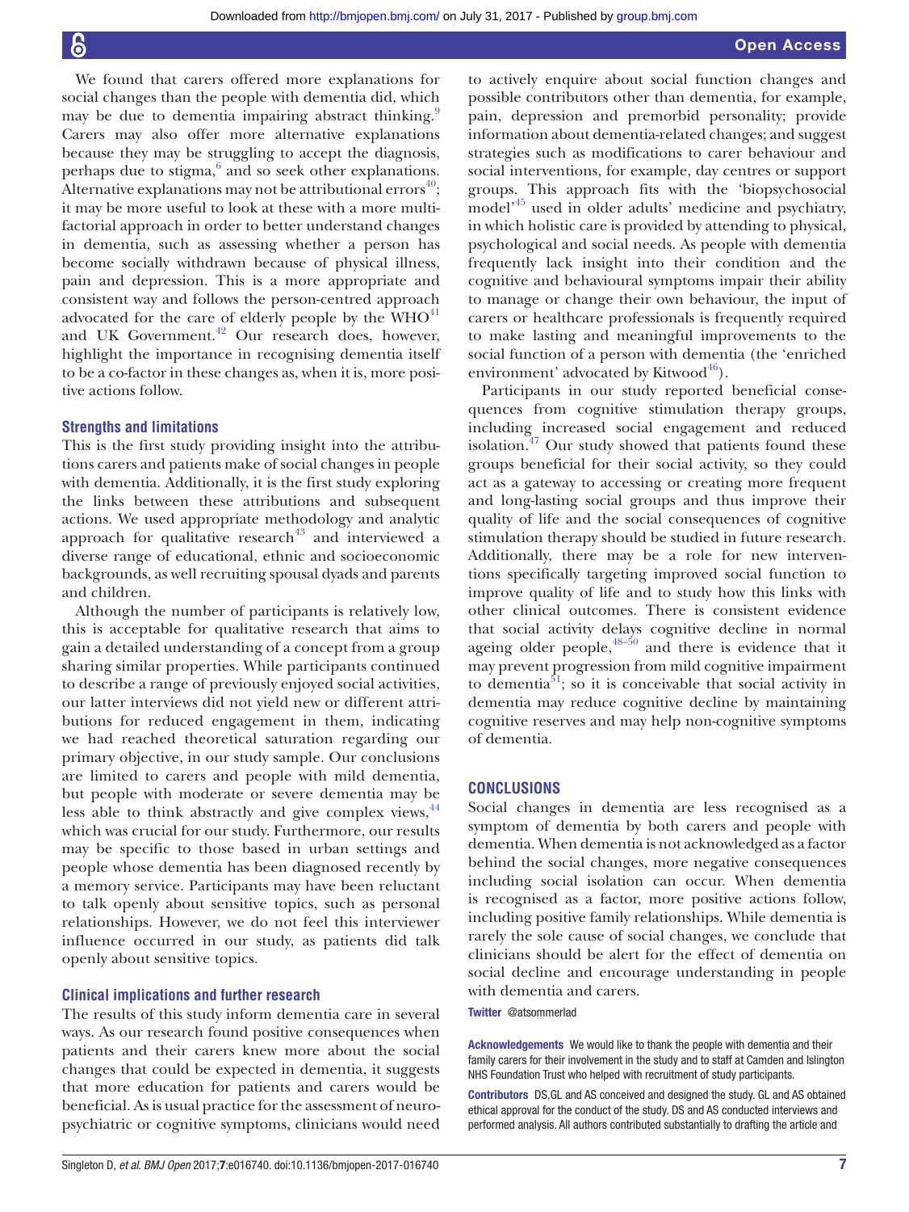We found that carers offered more explanations for social changes than the people with dementia did, which may be due to dementia impairing abstract thinking.[9] Carers may also offer more alternative explanations because they may be struggling to accept the diagnosis, perhaps due to stigma,[6] and so seek other explanations. Alternative explanations may not be attributional errors[40]; it may be more useful to look at these with a more multifactorial approach in order to better understand changes in dementia, such as assessing whether a person has become socially withdrawn because of physical illness, pain and depression. This is a more appropriate and consistent way and follows the person-centred approach advocated for the care of elderly people by the WHO[41] and UK Government.[42] Our research does, however, highlight the importance in recognising dementia itself to be a co-factor in these changes as, when it is, more positive actions follow.

### Strengths and limitations

This is the first study providing insight into the attributions carers and patients make of social changes in people with dementia. Additionally, it is the first study exploring the links between these attributions and subsequent actions. We used appropriate methodology and analytic approach for qualitative research[43] and interviewed a diverse range of educational, ethnic and socioeconomic backgrounds, as well recruiting spousal dyads and parents and children.

Although the number of participants is relatively low, this is acceptable for qualitative research that aims to gain a detailed understanding of a concept from a group sharing similar properties. While participants continued to describe a range of previously enjoyed social activities, our latter interviews did not yield new or different attributions for reduced engagement in them, indicating we had reached theoretical saturation regarding our primary objective, in our study sample. Our conclusions are limited to carers and people with mild dementia, but people with moderate or severe dementia may be less able to think abstractly and give complex views,[44] which was crucial for our study. Furthermore, our results may be specific to those based in urban settings and people whose dementia has been diagnosed recently by a memory service. Participants may have been reluctant to talk openly about sensitive topics, such as personal relationships. However, we do not feel this interviewer influence occurred in our study, as patients did talk openly about sensitive topics.

### Clinical implications and further research

The results of this study inform dementia care in several ways. As our research found positive consequences when patients and their carers knew more about the social changes that could be expected in dementia, it suggests that more education for patients and carers would be beneficial. As is usual practice for the assessment of neuropsychiatric or cognitive symptoms, clinicians would need to actively enquire about social function changes and possible contributors other than dementia, for example, pain, depression and premorbid personality; provide information about dementia-related changes; and suggest strategies such as modifications to carer behaviour and social interventions, for example, day centres or support groups. This approach fits with the 'biopsychosocial model'[45] used in older adults' medicine and psychiatry, in which holistic care is provided by attending to physical, psychological and social needs. As people with dementia frequently lack insight into their condition and the cognitive and behavioural symptoms impair their ability to manage or change their own behaviour, the input of carers or healthcare professionals is frequently required to make lasting and meaningful improvements to the social function of a person with dementia (the 'enriched environment' advocated by Kitwood[46]).

Participants in our study reported beneficial consequences from cognitive stimulation therapy groups, including increased social engagement and reduced isolation.[47] Our study showed that patients found these groups beneficial for their social activity, so they could act as a gateway to accessing or creating more frequent and long-lasting social groups and thus improve their quality of life and the social consequences of cognitive stimulation therapy should be studied in future research. Additionally, there may be a role for new interventions specifically targeting improved social function to improve quality of life and to study how this links with other clinical outcomes. There is consistent evidence that social activity delays cognitive decline in normal ageing older people,[48–50] and there is evidence that it may prevent progression from mild cognitive impairment to dementia[51]; so it is conceivable that social activity in dementia may reduce cognitive decline by maintaining cognitive reserves and may help non-cognitive symptoms of dementia.

## CONCLUSIONS

Social changes in dementia are less recognised as a symptom of dementia by both carers and people with dementia. When dementia is not acknowledged as a factor behind the social changes, more negative consequences including social isolation can occur. When dementia is recognised as a factor, more positive actions follow, including positive family relationships. While dementia is rarely the sole cause of social changes, we conclude that clinicians should be alert for the effect of dementia on social decline and encourage understanding in people with dementia and carers.

**Twitter** @atsommerlad

**Acknowledgements** We would like to thank the people with dementia and their family carers for their involvement in the study and to staff at Camden and Islington NHS Foundation Trust who helped with recruitment of study participants.

**Contributors** DS,GL and AS conceived and designed the study. GL and AS obtained ethical approval for the conduct of the study. DS and AS conducted interviews and performed analysis. All authors contributed substantially to drafting the article and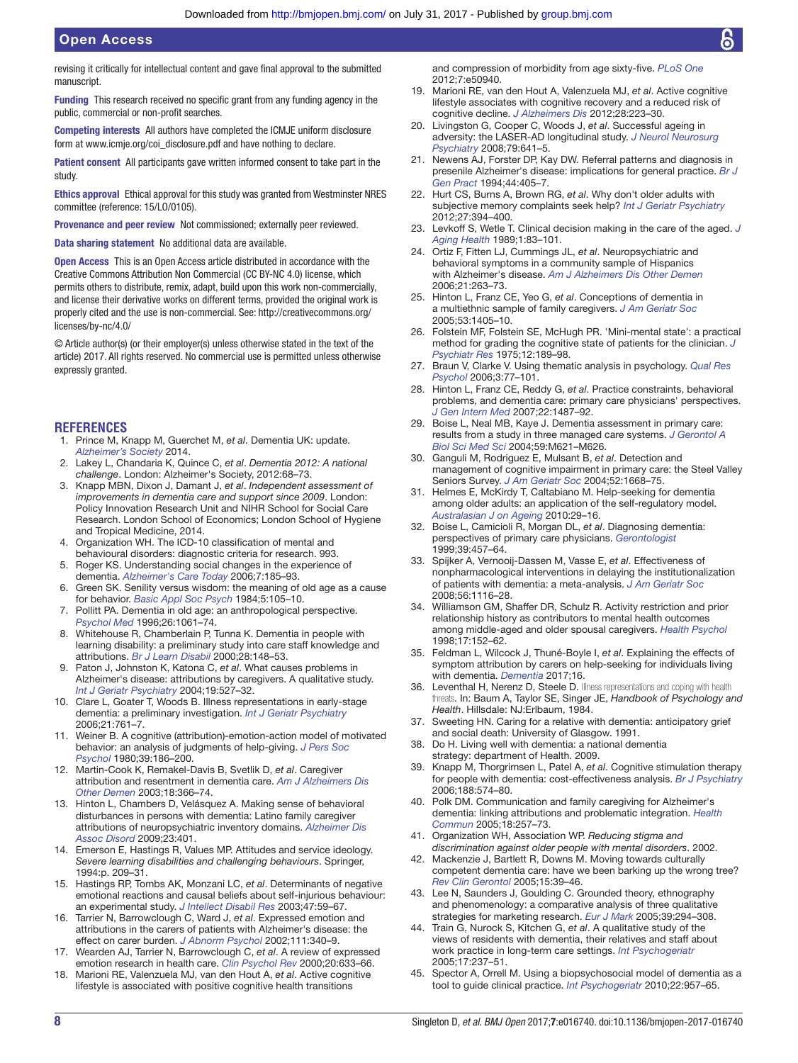revising it critically for intellectual content and gave final approval to the submitted manuscript.

**Funding** This research received no specific grant from any funding agency in the public, commercial or non-profit searches.

**Competing interests** All authors have completed the ICMJE uniform disclosure form at www.icmje.org/coi_disclosure.pdf and have nothing to declare.

**Patient consent** All participants gave written informed consent to take part in the study.

**Ethics approval** Ethical approval for this study was granted from Westminster NRES committee (reference: 15/LO/0105).

**Provenance and peer review** Not commissioned; externally peer reviewed.

**Data sharing statement** No additional data are available.

**Open Access** This is an Open Access article distributed in accordance with the Creative Commons Attribution Non Commercial (CC BY-NC 4.0) license, which permits others to distribute, remix, adapt, build upon this work non-commercially, and license their derivative works on different terms, provided the original work is properly cited and the use is non-commercial. See: http://creativecommons.org/licenses/by-nc/4.0/

© Article author(s) (or their employer(s) unless otherwise stated in the text of the article) 2017. All rights reserved. No commercial use is permitted unless otherwise expressly granted.

## REFERENCES

1. Prince M, Knapp M, Guerchet M, *et al*. Dementia UK: update. *Alzheimer's Society* 2014.
2. Lakey L, Chandaria K, Quince C, *et al*. *Dementia 2012: A national challenge*. London: Alzheimer's Society, 2012:68–73.
3. Knapp MBN, Dixon J, Damant J, *et al*. *Independent assessment of improvements in dementia care and support since 2009*. London: Policy Innovation Research Unit and NIHR School for Social Care Research. London School of Economics; London School of Hygiene and Tropical Medicine, 2014.
4. Organization WH. The ICD-10 classification of mental and behavioural disorders: diagnostic criteria for research. 993.
5. Roger KS. Understanding social changes in the experience of dementia. *Alzheimer's Care Today* 2006;7:185–93.
6. Green SK. Senility versus wisdom: the meaning of old age as a cause for behavior. *Basic Appl Soc Psych* 1984;5:105–10.
7. Pollitt PA. Dementia in old age: an anthropological perspective. *Psychol Med* 1996;26:1061–74.
8. Whitehouse R, Chamberlain P, Tunna K. Dementia in people with learning disability: a preliminary study into care staff knowledge and attributions. *Br J Learn Disabil* 2000;28:148–53.
9. Paton J, Johnston K, Katona C, *et al*. What causes problems in Alzheimer's disease: attributions by caregivers. A qualitative study. *Int J Geriatr Psychiatry* 2004;19:527–32.
10. Clare L, Goater T, Woods B. Illness representations in early-stage dementia: a preliminary investigation. *Int J Geriatr Psychiatry* 2006;21:761–7.
11. Weiner B. A cognitive (attribution)-emotion-action model of motivated behavior: an analysis of judgments of help-giving. *J Pers Soc Psychol* 1980;39:186–200.
12. Martin-Cook K, Remakel-Davis B, Svetlik D, *et al*. Caregiver attribution and resentment in dementia care. *Am J Alzheimers Dis Other Demen* 2003;18:366–74.
13. Hinton L, Chambers D, Velásquez A. Making sense of behavioral disturbances in persons with dementia: Latino family caregiver attributions of neuropsychiatric inventory domains. *Alzheimer Dis Assoc Disord* 2009;23:401.
14. Emerson E, Hastings R, Values MP. Attitudes and service ideology. *Severe learning disabilities and challenging behaviours*. Springer, 1994:p. 209–31.
15. Hastings RP, Tombs AK, Monzani LC, *et al*. Determinants of negative emotional reactions and causal beliefs about self-injurious behaviour: an experimental study. *J Intellect Disabil Res* 2003;47:59–67.
16. Tarrier N, Barrowclough C, Ward J, *et al*. Expressed emotion and attributions in the carers of patients with Alzheimer's disease: the effect on carer burden. *J Abnorm Psychol* 2002;111:340–9.
17. Wearden AJ, Tarrier N, Barrowclough C, *et al*. A review of expressed emotion research in health care. *Clin Psychol Rev* 2000;20:633–66.
18. Marioni RE, Valenzuela MJ, van den Hout A, *et al*. Active cognitive lifestyle is associated with positive cognitive health transitions and compression of morbidity from age sixty-five. *PLoS One* 2012;7:e50940.
19. Marioni RE, van den Hout A, Valenzuela MJ, *et al*. Active cognitive lifestyle associates with cognitive recovery and a reduced risk of cognitive decline. *J Alzheimers Dis* 2012;28:223–30.
20. Livingston G, Cooper C, Woods J, *et al*. Successful ageing in adversity: the LASER-AD longitudinal study. *J Neurol Neurosurg Psychiatry* 2008;79:641–5.
21. Newens AJ, Forster DP, Kay DW. Referral patterns and diagnosis in presenile Alzheimer's disease: implications for general practice. *Br J Gen Pract* 1994;44:405–7.
22. Hurt CS, Burns A, Brown RG, *et al*. Why don't older adults with subjective memory complaints seek help? *Int J Geriatr Psychiatry* 2012;27:394–400.
23. Levkoff S, Wetle T. Clinical decision making in the care of the aged. *J Aging Health* 1989;1:83–101.
24. Ortiz F, Fitten LJ, Cummings JL, *et al*. Neuropsychiatric and behavioral symptoms in a community sample of Hispanics with Alzheimer's disease. *Am J Alzheimers Dis Other Demen* 2006;21:263–73.
25. Hinton L, Franz CE, Yeo G, *et al*. Conceptions of dementia in a multiethnic sample of family caregivers. *J Am Geriatr Soc* 2005;53:1405–10.
26. Folstein MF, Folstein SE, McHugh PR. 'Mini-mental state': a practical method for grading the cognitive state of patients for the clinician. *J Psychiatr Res* 1975;12:189–98.
27. Braun V, Clarke V. Using thematic analysis in psychology. *Qual Res Psychol* 2006;3:77–101.
28. Hinton L, Franz CE, Reddy G, *et al*. Practice constraints, behavioral problems, and dementia care: primary care physicians' perspectives. *J Gen Intern Med* 2007;22:1487–92.
29. Boise L, Neal MB, Kaye J. Dementia assessment in primary care: results from a study in three managed care systems. *J Gerontol A Biol Sci Med Sci* 2004;59:M621–M626.
30. Ganguli M, Rodriguez E, Mulsant B, *et al*. Detection and management of cognitive impairment in primary care: the Steel Valley Seniors Survey. *J Am Geriatr Soc* 2004;52:1668–75.
31. Helmes E, McKirdy T, Caltabiano M. Help-seeking for dementia among older adults: an application of the self-regulatory model. *Australasian J on Ageing* 2010:29–16.
32. Boise L, Camicioli R, Morgan DL, *et al*. Diagnosing dementia: perspectives of primary care physicians. *Gerontologist* 1999;39:457–64.
33. Spijker A, Vernooij-Dassen M, Vasse E, *et al*. Effectiveness of nonpharmacological interventions in delaying the institutionalization of patients with dementia: a meta-analysis. *J Am Geriatr Soc* 2008;56:1116–28.
34. Williamson GM, Shaffer DR, Schulz R. Activity restriction and prior relationship history as contributors to mental health outcomes among middle-aged and older spousal caregivers. *Health Psychol* 1998;17:152–62.
35. Feldman L, Wilcock J, Thuné-Boyle I, *et al*. Explaining the effects of symptom attribution by carers on help-seeking for individuals living with dementia. *Dementia* 2017;16.
36. Leventhal H, Nerenz D, Steele D. Illness representations and coping with health threats. In: Baum A, Taylor SE, Singer JE, *Handbook of Psychology and Health*. Hillsdale: NJ:Erlbaum, 1984.
37. Sweeting HN. Caring for a relative with dementia: anticipatory grief and social death: University of Glasgow. 1991.
38. Do H. Living well with dementia: a national dementia strategy: department of Health. 2009.
39. Knapp M, Thorgrimsen L, Patel A, *et al*. Cognitive stimulation therapy for people with dementia: cost-effectiveness analysis. *Br J Psychiatry* 2006;188:574–80.
40. Polk DM. Communication and family caregiving for Alzheimer's dementia: linking attributions and problematic integration. *Health Commun* 2005;18:257–73.
41. Organization WH, Association WP. *Reducing stigma and discrimination against older people with mental disorders*. 2002.
42. Mackenzie J, Bartlett R, Downs M. Moving towards culturally competent dementia care: have we been barking up the wrong tree? *Rev Clin Gerontol* 2005;15:39–46.
43. Lee N, Saunders J, Goulding C. Grounded theory, ethnography and phenomenology: a comparative analysis of three qualitative strategies for marketing research. *Eur J Mark* 2005;39:294–308.
44. Train G, Nurock S, Kitchen G, *et al*. A qualitative study of the views of residents with dementia, their relatives and staff about work practice in long-term care settings. *Int Psychogeriatr* 2005;17:237–51.
45. Spector A, Orrell M. Using a biopsychosocial model of dementia as a tool to guide clinical practice. *Int Psychogeriatr* 2010;22:957–65.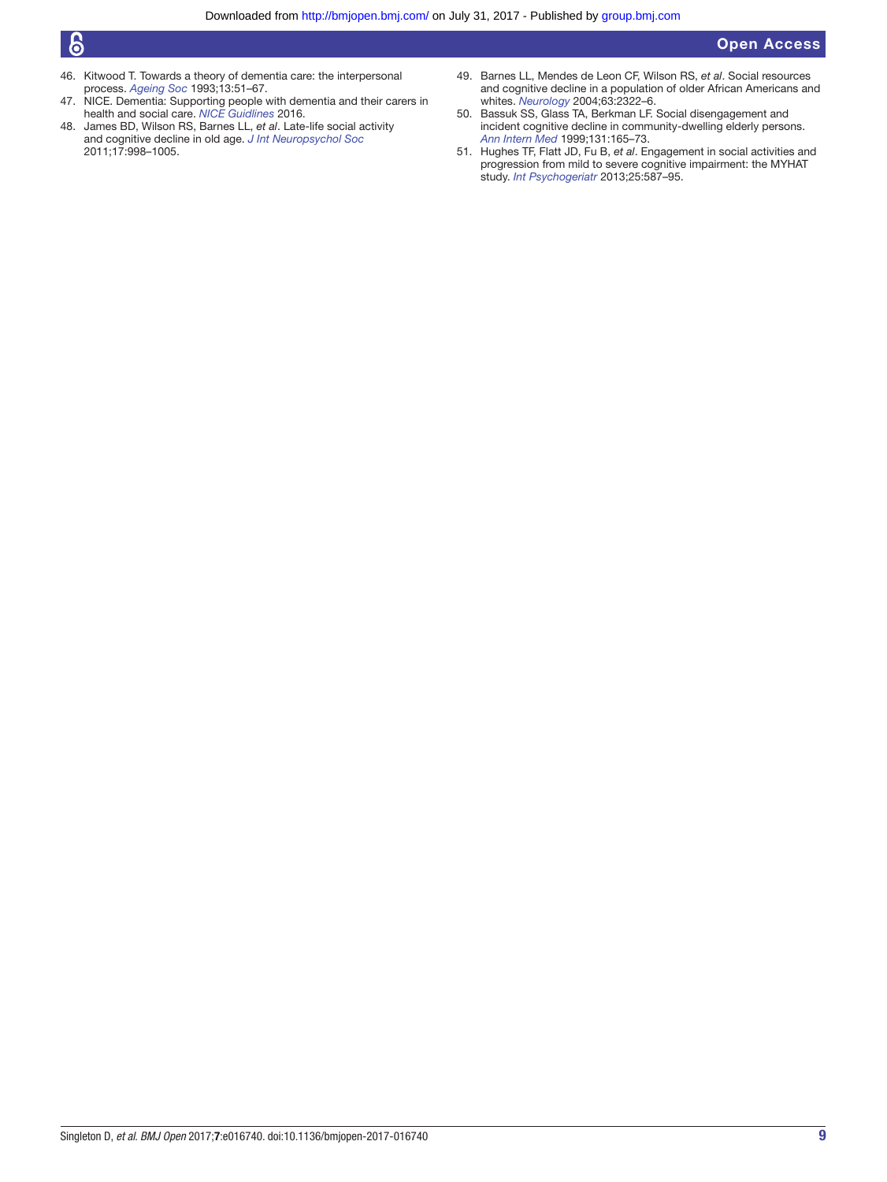46. Kitwood T. Towards a theory of dementia care: the interpersonal process. *Ageing Soc* 1993;13:51–67.
47. NICE. Dementia: Supporting people with dementia and their carers in health and social care. *NICE Guidlines* 2016.
48. James BD, Wilson RS, Barnes LL, *et al*. Late-life social activity and cognitive decline in old age. *J Int Neuropsychol Soc* 2011;17:998–1005.
49. Barnes LL, Mendes de Leon CF, Wilson RS, *et al*. Social resources and cognitive decline in a population of older African Americans and whites. *Neurology* 2004;63:2322–6.
50. Bassuk SS, Glass TA, Berkman LF. Social disengagement and incident cognitive decline in community-dwelling elderly persons. *Ann Intern Med* 1999;131:165–73.
51. Hughes TF, Flatt JD, Fu B, *et al*. Engagement in social activities and progression from mild to severe cognitive impairment: the MYHAT study. *Int Psychogeriatr* 2013;25:587–95.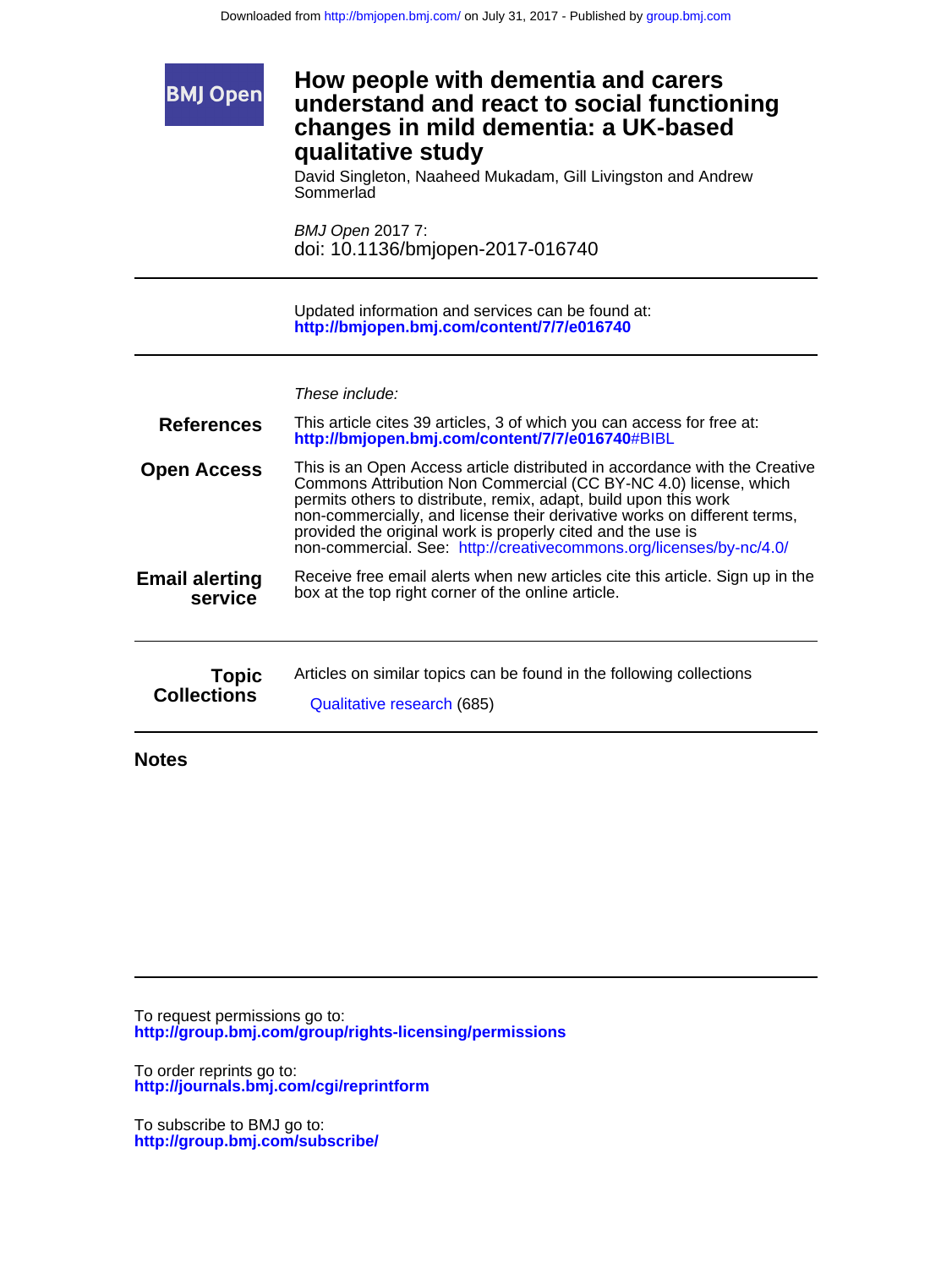# How people with dementia and carers understand and react to social functioning changes in mild dementia: a UK-based qualitative study

David Singleton, Naaheed Mukadam, Gill Livingston and Andrew Sommerlad

*BMJ Open* 2017 7:
doi: 10.1136/bmjopen-2017-016740

Updated information and services can be found at:
**http://bmjopen.bmj.com/content/7/7/e016740**

*These include:*

**References**

This article cites 39 articles, 3 of which you can access for free at:
**http://bmjopen.bmj.com/content/7/7/e016740**#BIBL

**Open Access**

This is an Open Access article distributed in accordance with the Creative Commons Attribution Non Commercial (CC BY-NC 4.0) license, which permits others to distribute, remix, adapt, build upon this work non-commercially, and license their derivative works on different terms, provided the original work is properly cited and the use is non-commercial. See: http://creativecommons.org/licenses/by-nc/4.0/

**Email alerting service**

Receive free email alerts when new articles cite this article. Sign up in the box at the top right corner of the online article.

**Topic Collections**

Articles on similar topics can be found in the following collections

Qualitative research (685)

## Notes

To request permissions go to:
**http://group.bmj.com/group/rights-licensing/permissions**

To order reprints go to:
**http://journals.bmj.com/cgi/reprintform**

To subscribe to BMJ go to:
**http://group.bmj.com/subscribe/**